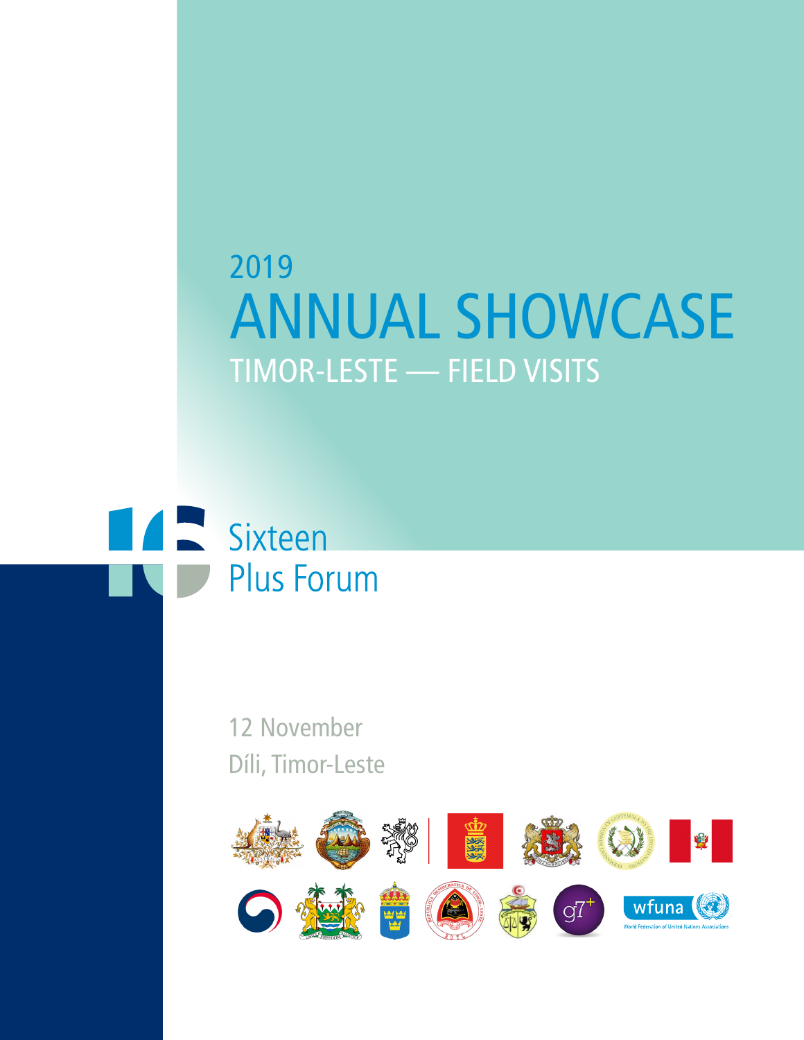# 2019 ANNUAL SHOWCASE

## TIMOR-LESTE — FIELD VISITS

Sixteen Plus Forum

12 November

Díli, Timor-Leste

wfuna

World Federation of United Nations Associations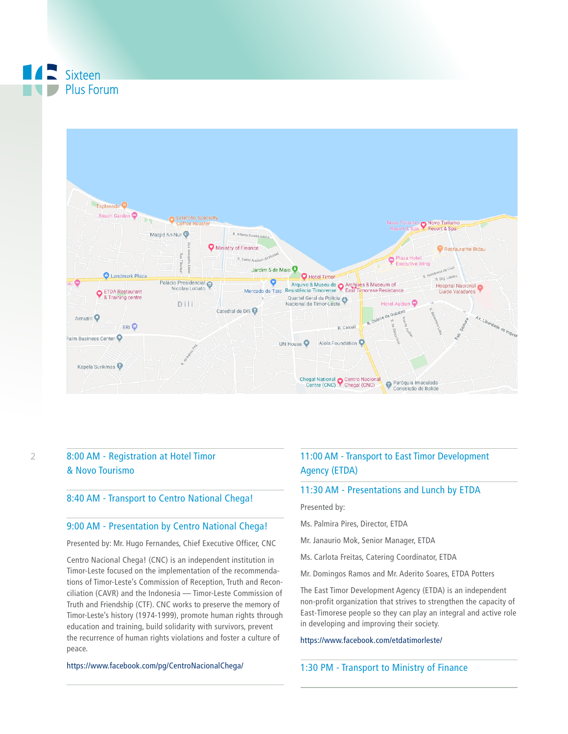## 8:00 AM - Registration at Hotel Timor & Novo Tourismo

## 8:40 AM - Transport to Centro National Chega!

## 9:00 AM - Presentation by Centro National Chega!

Presented by: Mr. Hugo Fernandes, Chief Executive Officer, CNC

Centro Nacional Chega! (CNC) is an independent institution in Timor-Leste focused on the implementation of the recommendations of Timor-Leste's Commission of Reception, Truth and Reconciliation (CAVR) and the Indonesia — Timor-Leste Commission of Truth and Friendship (CTF). CNC works to preserve the memory of Timor-Leste's history (1974-1999), promote human rights through education and training, build solidarity with survivors, prevent the recurrence of human rights violations and foster a culture of peace.

https://www.facebook.com/pg/CentroNacionalChega/

## 11:00 AM - Transport to East Timor Development Agency (ETDA)

## 11:30 AM - Presentations and Lunch by ETDA

Presented by:

Ms. Palmira Pires, Director, ETDA

Mr. Janaurio Mok, Senior Manager, ETDA

Ms. Carlota Freitas, Catering Coordinator, ETDA

Mr. Domingos Ramos and Mr. Aderito Soares, ETDA Potters

The East Timor Development Agency (ETDA) is an independent non-profit organization that strives to strengthen the capacity of East-Timorese people so they can play an integral and active role in developing and improving their society.

https://www.facebook.com/etdatimorleste/

## 1:30 PM - Transport to Ministry of Finance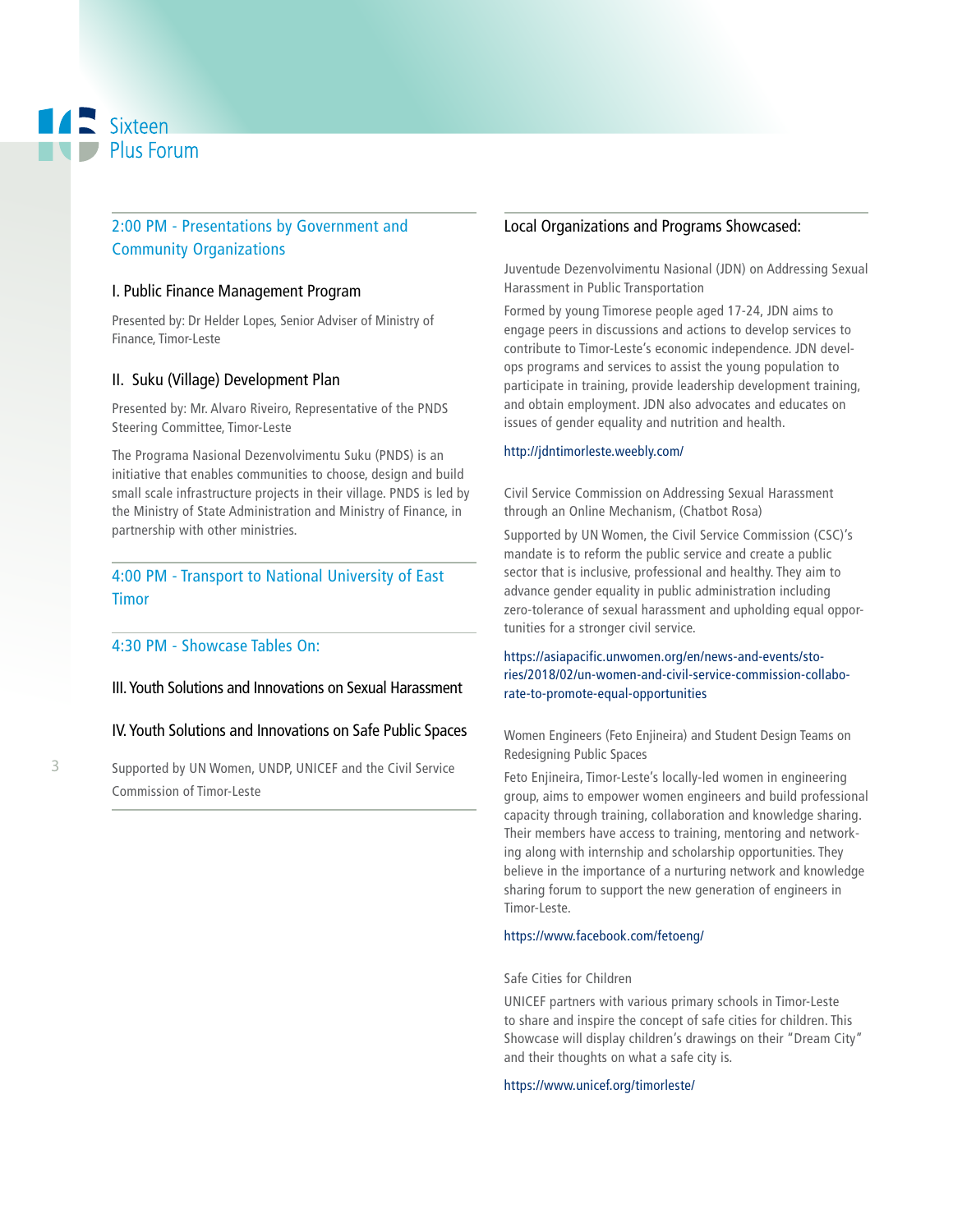## 2:00 PM - Presentations by Government and Community Organizations

### I. Public Finance Management Program

Presented by: Dr Helder Lopes, Senior Adviser of Ministry of Finance, Timor-Leste

### II. Suku (Village) Development Plan

Presented by: Mr. Alvaro Riveiro, Representative of the PNDS Steering Committee, Timor-Leste

The Programa Nasional Dezenvolvimentu Suku (PNDS) is an initiative that enables communities to choose, design and build small scale infrastructure projects in their village. PNDS is led by the Ministry of State Administration and Ministry of Finance, in partnership with other ministries.

## 4:00 PM - Transport to National University of East Timor

## 4:30 PM - Showcase Tables On:

### III. Youth Solutions and Innovations on Sexual Harassment

### IV. Youth Solutions and Innovations on Safe Public Spaces

Supported by UN Women, UNDP, UNICEF and the Civil Service Commission of Timor-Leste

## Local Organizations and Programs Showcased:

Juventude Dezenvolvimentu Nasional (JDN) on Addressing Sexual Harassment in Public Transportation

Formed by young Timorese people aged 17-24, JDN aims to engage peers in discussions and actions to develop services to contribute to Timor-Leste's economic independence. JDN develops programs and services to assist the young population to participate in training, provide leadership development training, and obtain employment. JDN also advocates and educates on issues of gender equality and nutrition and health.

http://jdntimorleste.weebly.com/

Civil Service Commission on Addressing Sexual Harassment through an Online Mechanism, (Chatbot Rosa)

Supported by UN Women, the Civil Service Commission (CSC)'s mandate is to reform the public service and create a public sector that is inclusive, professional and healthy. They aim to advance gender equality in public administration including zero-tolerance of sexual harassment and upholding equal opportunities for a stronger civil service.

https://asiapacific.unwomen.org/en/news-and-events/stories/2018/02/un-women-and-civil-service-commission-collaborate-to-promote-equal-opportunities

Women Engineers (Feto Enjineira) and Student Design Teams on Redesigning Public Spaces

Feto Enjineira, Timor-Leste's locally-led women in engineering group, aims to empower women engineers and build professional capacity through training, collaboration and knowledge sharing. Their members have access to training, mentoring and networking along with internship and scholarship opportunities. They believe in the importance of a nurturing network and knowledge sharing forum to support the new generation of engineers in Timor-Leste.

https://www.facebook.com/fetoeng/

Safe Cities for Children

UNICEF partners with various primary schools in Timor-Leste to share and inspire the concept of safe cities for children. This Showcase will display children's drawings on their "Dream City" and their thoughts on what a safe city is.

https://www.unicef.org/timorleste/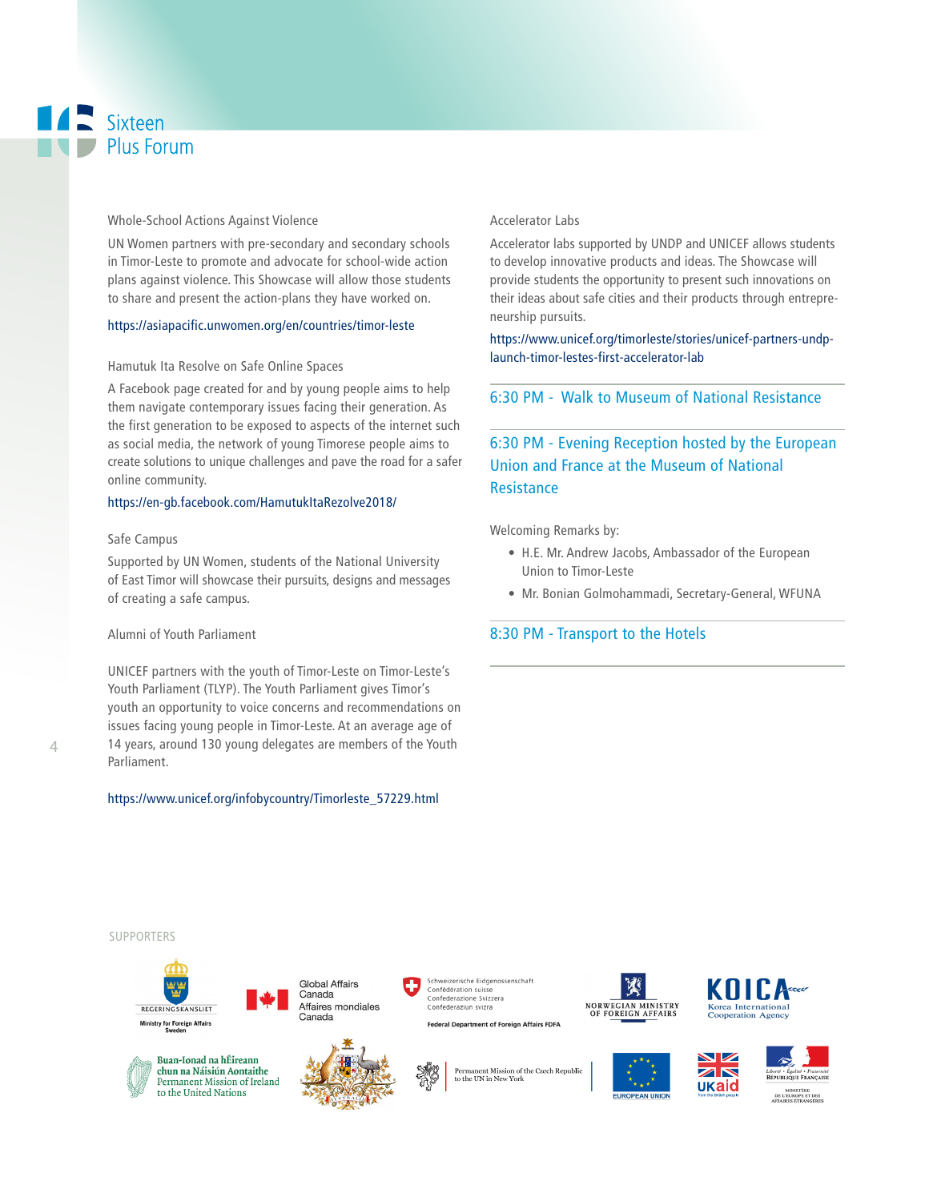Whole-School Actions Against Violence

UN Women partners with pre-secondary and secondary schools in Timor-Leste to promote and advocate for school-wide action plans against violence. This Showcase will allow those students to share and present the action-plans they have worked on.

https://asiapacific.unwomen.org/en/countries/timor-leste

Hamutuk Ita Resolve on Safe Online Spaces

A Facebook page created for and by young people aims to help them navigate contemporary issues facing their generation. As the first generation to be exposed to aspects of the internet such as social media, the network of young Timorese people aims to create solutions to unique challenges and pave the road for a safer online community.

https://en-gb.facebook.com/HamutukItaRezolve2018/

Safe Campus

Supported by UN Women, students of the National University of East Timor will showcase their pursuits, designs and messages of creating a safe campus.

Alumni of Youth Parliament

UNICEF partners with the youth of Timor-Leste on Timor-Leste's Youth Parliament (TLYP). The Youth Parliament gives Timor's youth an opportunity to voice concerns and recommendations on issues facing young people in Timor-Leste. At an average age of 14 years, around 130 young delegates are members of the Youth Parliament.

https://www.unicef.org/infobycountry/Timorleste_57229.html

Accelerator Labs

Accelerator labs supported by UNDP and UNICEF allows students to develop innovative products and ideas. The Showcase will provide students the opportunity to present such innovations on their ideas about safe cities and their products through entrepreneurship pursuits.

https://www.unicef.org/timorleste/stories/unicef-partners-undp-launch-timor-lestes-first-accelerator-lab

## 6:30 PM - Walk to Museum of National Resistance

## 6:30 PM - Evening Reception hosted by the European Union and France at the Museum of National Resistance

Welcoming Remarks by:

- H.E. Mr. Andrew Jacobs, Ambassador of the European Union to Timor-Leste
- Mr. Bonian Golmohammadi, Secretary-General, WFUNA

## 8:30 PM - Transport to the Hotels

SUPPORTERS

Regeringskansliet – Ministry for Foreign Affairs Sweden

Global Affairs Canada / Affaires mondiales Canada

Schweizerische Eidgenossenschaft / Confédération suisse / Confederazione Svizzera / Confederaziun svizra – Federal Department of Foreign Affairs FDFA

Norwegian Ministry of Foreign Affairs

KOICA – Korea International Cooperation Agency

Buan-Ionad na hÉireann chun na Náisiún Aontaithe – Permanent Mission of Ireland to the United Nations

Permanent Mission of the Czech Republic to the UN in New York

European Union

UKaid

Liberté • Égalité • Fraternité – République Française – Ministère de l'Europe et des Affaires Étrangères